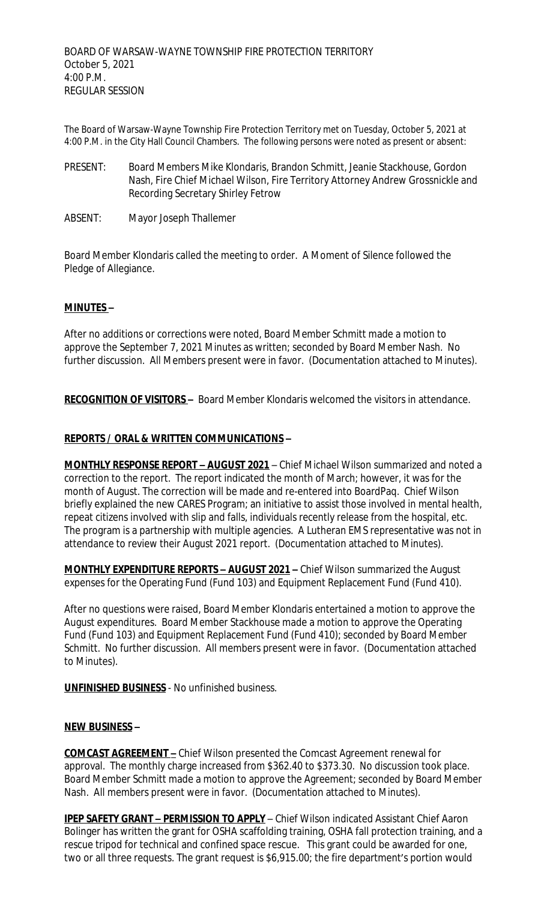BOARD OF WARSAW-WAYNE TOWNSHIP FIRE PROTECTION TERRITORY
October 5, 2021
4:00 P.M.
REGULAR SESSION

The Board of Warsaw-Wayne Township Fire Protection Territory met on Tuesday, October 5, 2021 at 4:00 P.M. in the City Hall Council Chambers. The following persons were noted as present or absent:

PRESENT: Board Members Mike Klondaris, Brandon Schmitt, Jeanie Stackhouse, Gordon Nash, Fire Chief Michael Wilson, Fire Territory Attorney Andrew Grossnickle and Recording Secretary Shirley Fetrow

ABSENT: Mayor Joseph Thallemer

Board Member Klondaris called the meeting to order. A Moment of Silence followed the Pledge of Allegiance.

**MINUTES –**

After no additions or corrections were noted, Board Member Schmitt made a motion to approve the September 7, 2021 Minutes as written; seconded by Board Member Nash. No further discussion. All Members present were in favor. (Documentation attached to Minutes).

**RECOGNITION OF VISITORS –** Board Member Klondaris welcomed the visitors in attendance.

**REPORTS / ORAL & WRITTEN COMMUNICATIONS –**

**MONTHLY RESPONSE REPORT – AUGUST 2021** – Chief Michael Wilson summarized and noted a correction to the report. The report indicated the month of March; however, it was for the month of August. The correction will be made and re-entered into BoardPaq. Chief Wilson briefly explained the new CARES Program; an initiative to assist those involved in mental health, repeat citizens involved with slip and falls, individuals recently release from the hospital, etc. The program is a partnership with multiple agencies. A Lutheran EMS representative was not in attendance to review their August 2021 report. (Documentation attached to Minutes).

**MONTHLY EXPENDITURE REPORTS – AUGUST 2021 –** Chief Wilson summarized the August expenses for the Operating Fund (Fund 103) and Equipment Replacement Fund (Fund 410).

After no questions were raised, Board Member Klondaris entertained a motion to approve the August expenditures. Board Member Stackhouse made a motion to approve the Operating Fund (Fund 103) and Equipment Replacement Fund (Fund 410); seconded by Board Member Schmitt. No further discussion. All members present were in favor. (Documentation attached to Minutes).

**UNFINISHED BUSINESS** - No unfinished business.

**NEW BUSINESS –**

**COMCAST AGREEMENT –** Chief Wilson presented the Comcast Agreement renewal for approval. The monthly charge increased from $362.40 to $373.30. No discussion took place. Board Member Schmitt made a motion to approve the Agreement; seconded by Board Member Nash. All members present were in favor. (Documentation attached to Minutes).

**IPEP SAFETY GRANT – PERMISSION TO APPLY** – Chief Wilson indicated Assistant Chief Aaron Bolinger has written the grant for OSHA scaffolding training, OSHA fall protection training, and a rescue tripod for technical and confined space rescue. This grant could be awarded for one, two or all three requests. The grant request is $6,915.00; the fire department's portion would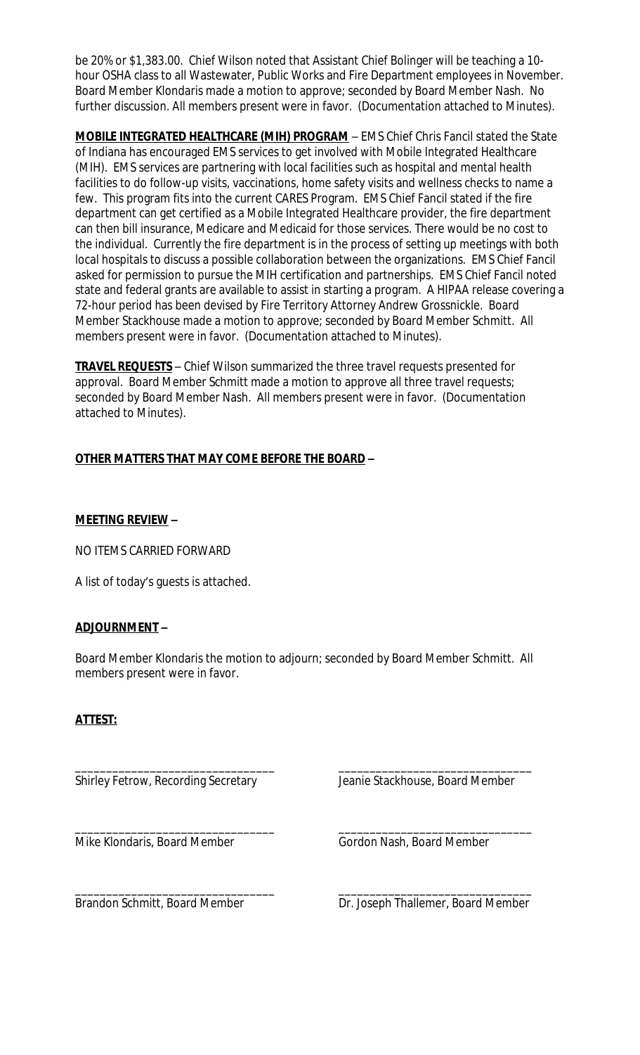be 20% or $1,383.00. Chief Wilson noted that Assistant Chief Bolinger will be teaching a 10-hour OSHA class to all Wastewater, Public Works and Fire Department employees in November. Board Member Klondaris made a motion to approve; seconded by Board Member Nash. No further discussion. All members present were in favor. (Documentation attached to Minutes).

**MOBILE INTEGRATED HEALTHCARE (MIH) PROGRAM** – EMS Chief Chris Fancil stated the State of Indiana has encouraged EMS services to get involved with Mobile Integrated Healthcare (MIH). EMS services are partnering with local facilities such as hospital and mental health facilities to do follow-up visits, vaccinations, home safety visits and wellness checks to name a few. This program fits into the current CARES Program. EMS Chief Fancil stated if the fire department can get certified as a Mobile Integrated Healthcare provider, the fire department can then bill insurance, Medicare and Medicaid for those services. There would be no cost to the individual. Currently the fire department is in the process of setting up meetings with both local hospitals to discuss a possible collaboration between the organizations. EMS Chief Fancil asked for permission to pursue the MIH certification and partnerships. EMS Chief Fancil noted state and federal grants are available to assist in starting a program. A HIPAA release covering a 72-hour period has been devised by Fire Territory Attorney Andrew Grossnickle. Board Member Stackhouse made a motion to approve; seconded by Board Member Schmitt. All members present were in favor. (Documentation attached to Minutes).

**TRAVEL REQUESTS** – Chief Wilson summarized the three travel requests presented for approval. Board Member Schmitt made a motion to approve all three travel requests; seconded by Board Member Nash. All members present were in favor. (Documentation attached to Minutes).

**OTHER MATTERS THAT MAY COME BEFORE THE BOARD** –

**MEETING REVIEW** –

NO ITEMS CARRIED FORWARD

A list of today's guests is attached.

**ADJOURNMENT** –

Board Member Klondaris the motion to adjourn; seconded by Board Member Schmitt. All members present were in favor.

**ATTEST:**

| | |
|---|---|
| ______________________________ | ______________________________ |
| Shirley Fetrow, Recording Secretary | Jeanie Stackhouse, Board Member |
| ______________________________ | ______________________________ |
| Mike Klondaris, Board Member | Gordon Nash, Board Member |
| ______________________________ | ______________________________ |
| Brandon Schmitt, Board Member | Dr. Joseph Thallemer, Board Member |